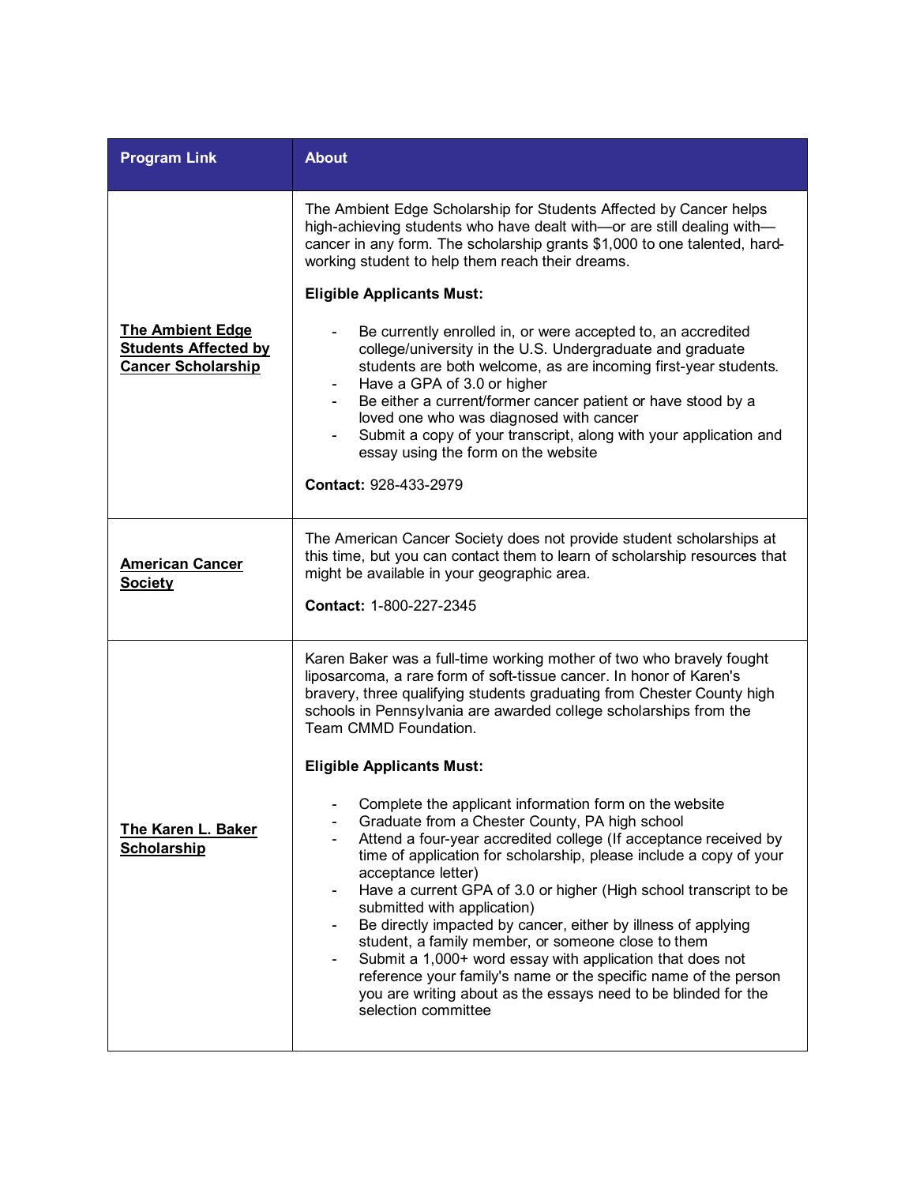| Program Link | About |
| --- | --- |
| **The Ambient Edge Students Affected by Cancer Scholarship** | The Ambient Edge Scholarship for Students Affected by Cancer helps high-achieving students who have dealt with—or are still dealing with—cancer in any form. The scholarship grants $1,000 to one talented, hard-working student to help them reach their dreams.<br><br>**Eligible Applicants Must:**<br><br>- Be currently enrolled in, or were accepted to, an accredited college/university in the U.S. Undergraduate and graduate students are both welcome, as are incoming first-year students.<br>- Have a GPA of 3.0 or higher<br>- Be either a current/former cancer patient or have stood by a loved one who was diagnosed with cancer<br>- Submit a copy of your transcript, along with your application and essay using the form on the website<br><br>**Contact:** 928-433-2979 |
| **American Cancer Society** | The American Cancer Society does not provide student scholarships at this time, but you can contact them to learn of scholarship resources that might be available in your geographic area.<br><br>**Contact:** 1-800-227-2345 |
| **The Karen L. Baker Scholarship** | Karen Baker was a full-time working mother of two who bravely fought liposarcoma, a rare form of soft-tissue cancer. In honor of Karen's bravery, three qualifying students graduating from Chester County high schools in Pennsylvania are awarded college scholarships from the Team CMMD Foundation.<br><br>**Eligible Applicants Must:**<br><br>- Complete the applicant information form on the website<br>- Graduate from a Chester County, PA high school<br>- Attend a four-year accredited college (If acceptance received by time of application for scholarship, please include a copy of your acceptance letter)<br>- Have a current GPA of 3.0 or higher (High school transcript to be submitted with application)<br>- Be directly impacted by cancer, either by illness of applying student, a family member, or someone close to them<br>- Submit a 1,000+ word essay with application that does not reference your family's name or the specific name of the person you are writing about as the essays need to be blinded for the selection committee |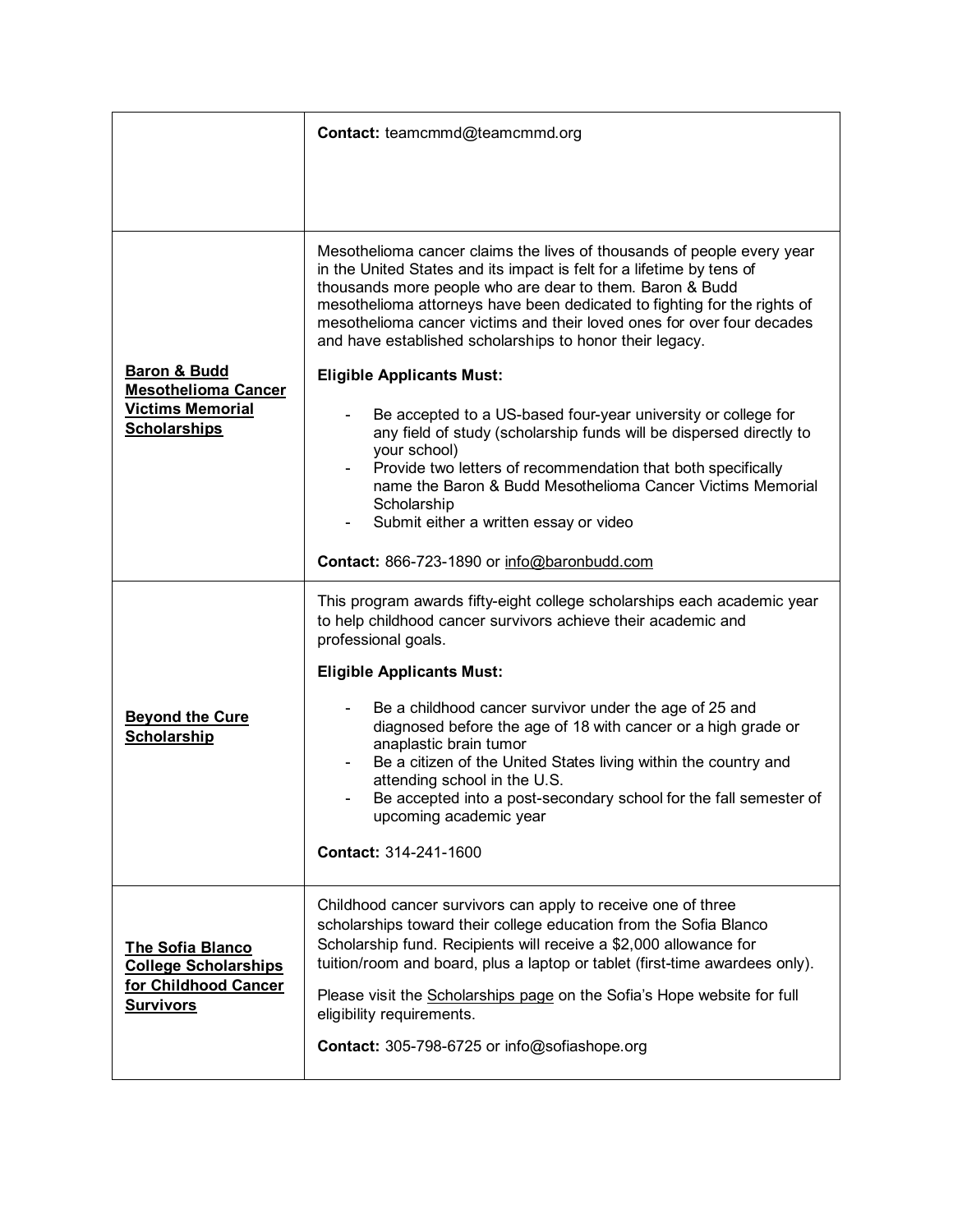| | |
|---|---|
| | **Contact:** teamcmmd@teamcmmd.org |
| **Baron & Budd Mesothelioma Cancer Victims Memorial Scholarships** | Mesothelioma cancer claims the lives of thousands of people every year in the United States and its impact is felt for a lifetime by tens of thousands more people who are dear to them. Baron & Budd mesothelioma attorneys have been dedicated to fighting for the rights of mesothelioma cancer victims and their loved ones for over four decades and have established scholarships to honor their legacy.<br><br>**Eligible Applicants Must:**<br><br>- Be accepted to a US-based four-year university or college for any field of study (scholarship funds will be dispersed directly to your school)<br>- Provide two letters of recommendation that both specifically name the Baron & Budd Mesothelioma Cancer Victims Memorial Scholarship<br>- Submit either a written essay or video<br><br>**Contact:** 866-723-1890 or info@baronbudd.com |
| **Beyond the Cure Scholarship** | This program awards fifty-eight college scholarships each academic year to help childhood cancer survivors achieve their academic and professional goals.<br><br>**Eligible Applicants Must:**<br><br>- Be a childhood cancer survivor under the age of 25 and diagnosed before the age of 18 with cancer or a high grade or anaplastic brain tumor<br>- Be a citizen of the United States living within the country and attending school in the U.S.<br>- Be accepted into a post-secondary school for the fall semester of upcoming academic year<br><br>**Contact:** 314-241-1600 |
| **The Sofia Blanco College Scholarships for Childhood Cancer Survivors** | Childhood cancer survivors can apply to receive one of three scholarships toward their college education from the Sofia Blanco Scholarship fund. Recipients will receive a $2,000 allowance for tuition/room and board, plus a laptop or tablet (first-time awardees only).<br><br>Please visit the Scholarships page on the Sofia's Hope website for full eligibility requirements.<br><br>**Contact:** 305-798-6725 or info@sofiashope.org |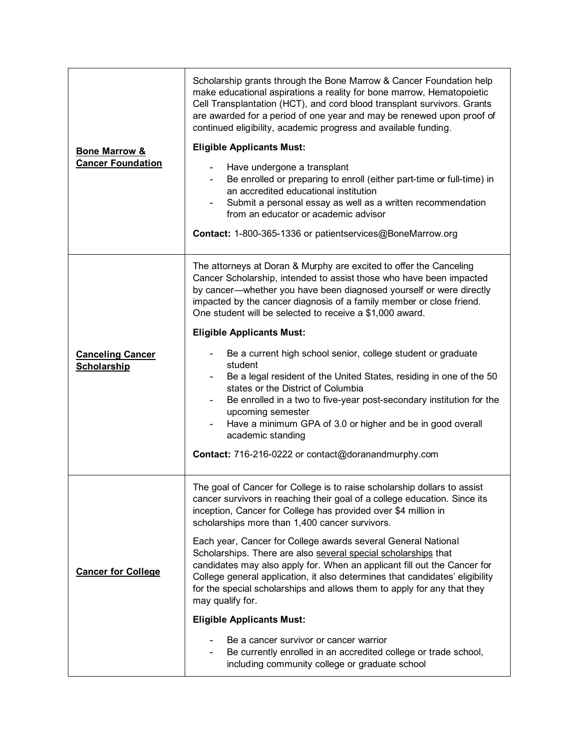| | |
|---|---|
| **Bone Marrow & Cancer Foundation** | Scholarship grants through the Bone Marrow & Cancer Foundation help make educational aspirations a reality for bone marrow, Hematopoietic Cell Transplantation (HCT), and cord blood transplant survivors. Grants are awarded for a period of one year and may be renewed upon proof of continued eligibility, academic progress and available funding.<br><br>**Eligible Applicants Must:**<br>- Have undergone a transplant<br>- Be enrolled or preparing to enroll (either part-time or full-time) in an accredited educational institution<br>- Submit a personal essay as well as a written recommendation from an educator or academic advisor<br><br>**Contact:** 1-800-365-1336 or patientservices@BoneMarrow.org |
| **Canceling Cancer Scholarship** | The attorneys at Doran & Murphy are excited to offer the Canceling Cancer Scholarship, intended to assist those who have been impacted by cancer—whether you have been diagnosed yourself or were directly impacted by the cancer diagnosis of a family member or close friend. One student will be selected to receive a $1,000 award.<br><br>**Eligible Applicants Must:**<br>- Be a current high school senior, college student or graduate student<br>- Be a legal resident of the United States, residing in one of the 50 states or the District of Columbia<br>- Be enrolled in a two to five-year post-secondary institution for the upcoming semester<br>- Have a minimum GPA of 3.0 or higher and be in good overall academic standing<br><br>**Contact:** 716-216-0222 or contact@doranandmurphy.com |
| **Cancer for College** | The goal of Cancer for College is to raise scholarship dollars to assist cancer survivors in reaching their goal of a college education. Since its inception, Cancer for College has provided over $4 million in scholarships more than 1,400 cancer survivors.<br><br>Each year, Cancer for College awards several General National Scholarships. There are also several special scholarships that candidates may also apply for. When an applicant fill out the Cancer for College general application, it also determines that candidates' eligibility for the special scholarships and allows them to apply for any that they may qualify for.<br><br>**Eligible Applicants Must:**<br>- Be a cancer survivor or cancer warrior<br>- Be currently enrolled in an accredited college or trade school, including community college or graduate school |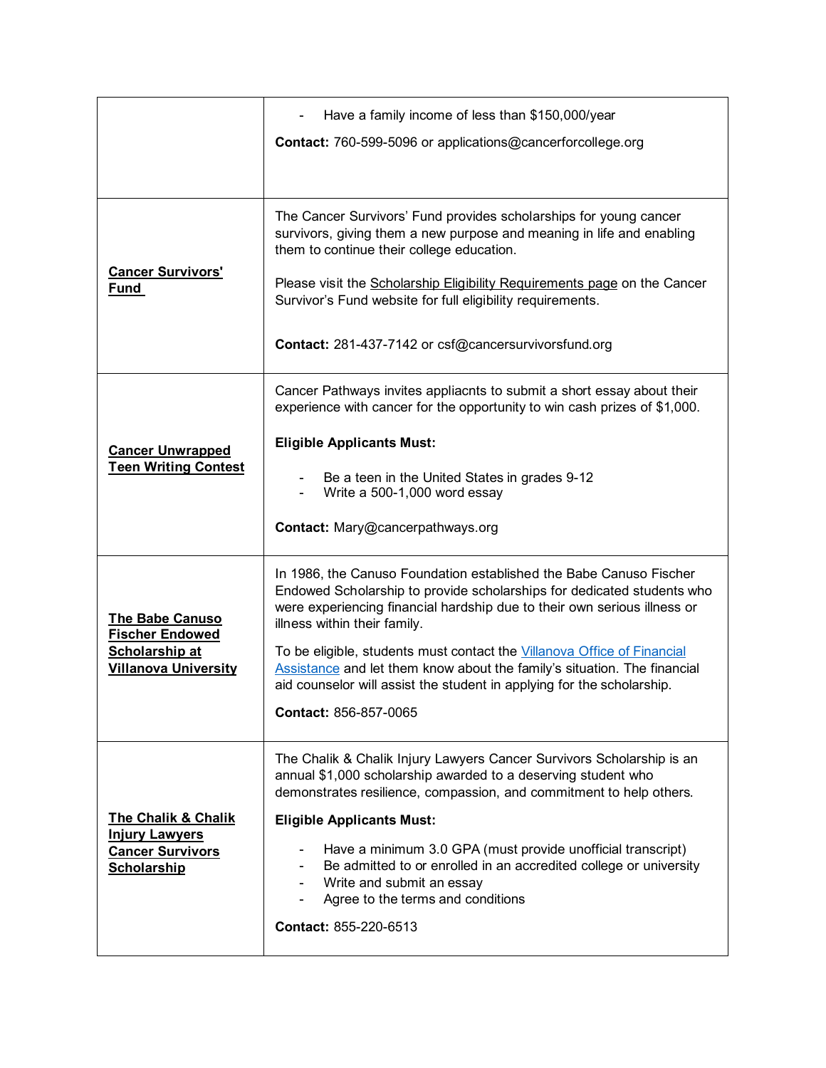| | |
|---|---|
| | - Have a family income of less than $150,000/year<br><br>**Contact:** 760-599-5096 or applications@cancerforcollege.org |
| **Cancer Survivors' Fund** | The Cancer Survivors' Fund provides scholarships for young cancer survivors, giving them a new purpose and meaning in life and enabling them to continue their college education.<br><br>Please visit the Scholarship Eligibility Requirements page on the Cancer Survivor's Fund website for full eligibility requirements.<br><br>**Contact:** 281-437-7142 or csf@cancersurvivorsfund.org |
| **Cancer Unwrapped Teen Writing Contest** | Cancer Pathways invites appliacnts to submit a short essay about their experience with cancer for the opportunity to win cash prizes of $1,000.<br><br>**Eligible Applicants Must:**<br><br>- Be a teen in the United States in grades 9-12<br>- Write a 500-1,000 word essay<br><br>**Contact:** Mary@cancerpathways.org |
| **The Babe Canuso Fischer Endowed Scholarship at Villanova University** | In 1986, the Canuso Foundation established the Babe Canuso Fischer Endowed Scholarship to provide scholarships for dedicated students who were experiencing financial hardship due to their own serious illness or illness within their family.<br><br>To be eligible, students must contact the Villanova Office of Financial Assistance and let them know about the family's situation. The financial aid counselor will assist the student in applying for the scholarship.<br><br>**Contact:** 856-857-0065 |
| **The Chalik & Chalik Injury Lawyers Cancer Survivors Scholarship** | The Chalik & Chalik Injury Lawyers Cancer Survivors Scholarship is an annual $1,000 scholarship awarded to a deserving student who demonstrates resilience, compassion, and commitment to help others.<br><br>**Eligible Applicants Must:**<br><br>- Have a minimum 3.0 GPA (must provide unofficial transcript)<br>- Be admitted to or enrolled in an accredited college or university<br>- Write and submit an essay<br>- Agree to the terms and conditions<br><br>**Contact:** 855-220-6513 |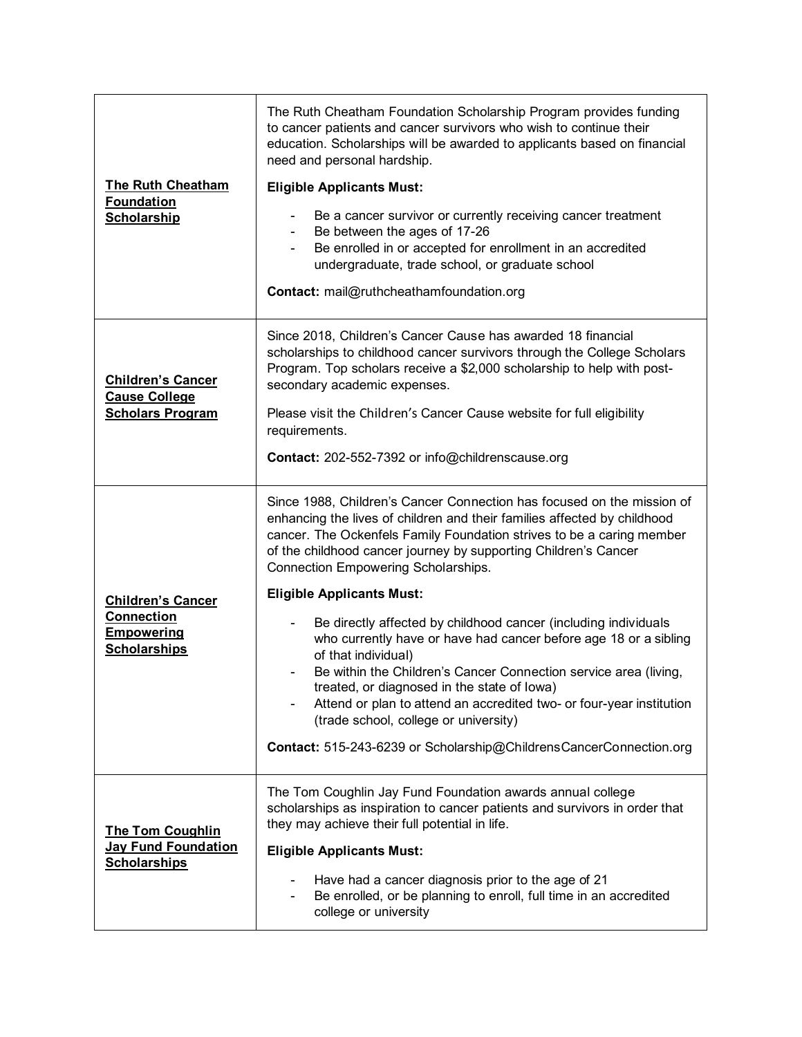| | |
|---|---|
| **The Ruth Cheatham Foundation Scholarship** | The Ruth Cheatham Foundation Scholarship Program provides funding to cancer patients and cancer survivors who wish to continue their education. Scholarships will be awarded to applicants based on financial need and personal hardship.<br><br>**Eligible Applicants Must:**<br>- Be a cancer survivor or currently receiving cancer treatment<br>- Be between the ages of 17-26<br>- Be enrolled in or accepted for enrollment in an accredited undergraduate, trade school, or graduate school<br><br>**Contact:** mail@ruthcheathamfoundation.org |
| **Children's Cancer Cause College Scholars Program** | Since 2018, Children's Cancer Cause has awarded 18 financial scholarships to childhood cancer survivors through the College Scholars Program. Top scholars receive a $2,000 scholarship to help with post-secondary academic expenses.<br><br>Please visit the Children's Cancer Cause website for full eligibility requirements.<br><br>**Contact:** 202-552-7392 or info@childrenscause.org |
| **Children's Cancer Connection Empowering Scholarships** | Since 1988, Children's Cancer Connection has focused on the mission of enhancing the lives of children and their families affected by childhood cancer. The Ockenfels Family Foundation strives to be a caring member of the childhood cancer journey by supporting Children's Cancer Connection Empowering Scholarships.<br><br>**Eligible Applicants Must:**<br>- Be directly affected by childhood cancer (including individuals who currently have or have had cancer before age 18 or a sibling of that individual)<br>- Be within the Children's Cancer Connection service area (living, treated, or diagnosed in the state of Iowa)<br>- Attend or plan to attend an accredited two- or four-year institution (trade school, college or university)<br><br>**Contact:** 515-243-6239 or Scholarship@ChildrensCancerConnection.org |
| **The Tom Coughlin Jay Fund Foundation Scholarships** | The Tom Coughlin Jay Fund Foundation awards annual college scholarships as inspiration to cancer patients and survivors in order that they may achieve their full potential in life.<br><br>**Eligible Applicants Must:**<br>- Have had a cancer diagnosis prior to the age of 21<br>- Be enrolled, or be planning to enroll, full time in an accredited college or university |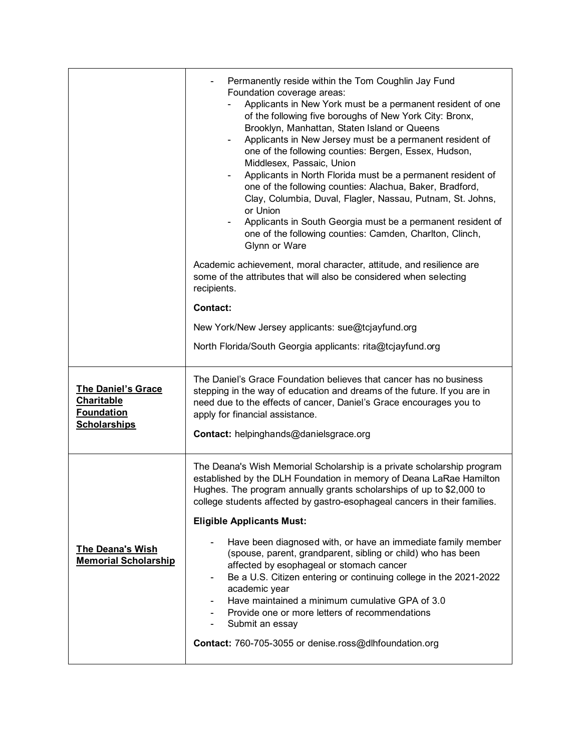| | |
|---|---|
| | - Permanently reside within the Tom Coughlin Jay Fund Foundation coverage areas:<br>  - Applicants in New York must be a permanent resident of one of the following five boroughs of New York City: Bronx, Brooklyn, Manhattan, Staten Island or Queens<br>  - Applicants in New Jersey must be a permanent resident of one of the following counties: Bergen, Essex, Hudson, Middlesex, Passaic, Union<br>  - Applicants in North Florida must be a permanent resident of one of the following counties: Alachua, Baker, Bradford, Clay, Columbia, Duval, Flagler, Nassau, Putnam, St. Johns, or Union<br>  - Applicants in South Georgia must be a permanent resident of one of the following counties: Camden, Charlton, Clinch, Glynn or Ware<br><br>Academic achievement, moral character, attitude, and resilience are some of the attributes that will also be considered when selecting recipients.<br><br>**Contact:**<br><br>New York/New Jersey applicants: sue@tcjayfund.org<br><br>North Florida/South Georgia applicants: rita@tcjayfund.org |
| **The Daniel's Grace Charitable Foundation Scholarships** | The Daniel's Grace Foundation believes that cancer has no business stepping in the way of education and dreams of the future. If you are in need due to the effects of cancer, Daniel's Grace encourages you to apply for financial assistance.<br><br>**Contact:** helpinghands@danielsgrace.org |
| **The Deana's Wish Memorial Scholarship** | The Deana's Wish Memorial Scholarship is a private scholarship program established by the DLH Foundation in memory of Deana LaRae Hamilton Hughes. The program annually grants scholarships of up to $2,000 to college students affected by gastro-esophageal cancers in their families.<br><br>**Eligible Applicants Must:**<br><br>- Have been diagnosed with, or have an immediate family member (spouse, parent, grandparent, sibling or child) who has been affected by esophageal or stomach cancer<br>- Be a U.S. Citizen entering or continuing college in the 2021-2022 academic year<br>- Have maintained a minimum cumulative GPA of 3.0<br>- Provide one or more letters of recommendations<br>- Submit an essay<br><br>**Contact:** 760-705-3055 or denise.ross@dlhfoundation.org |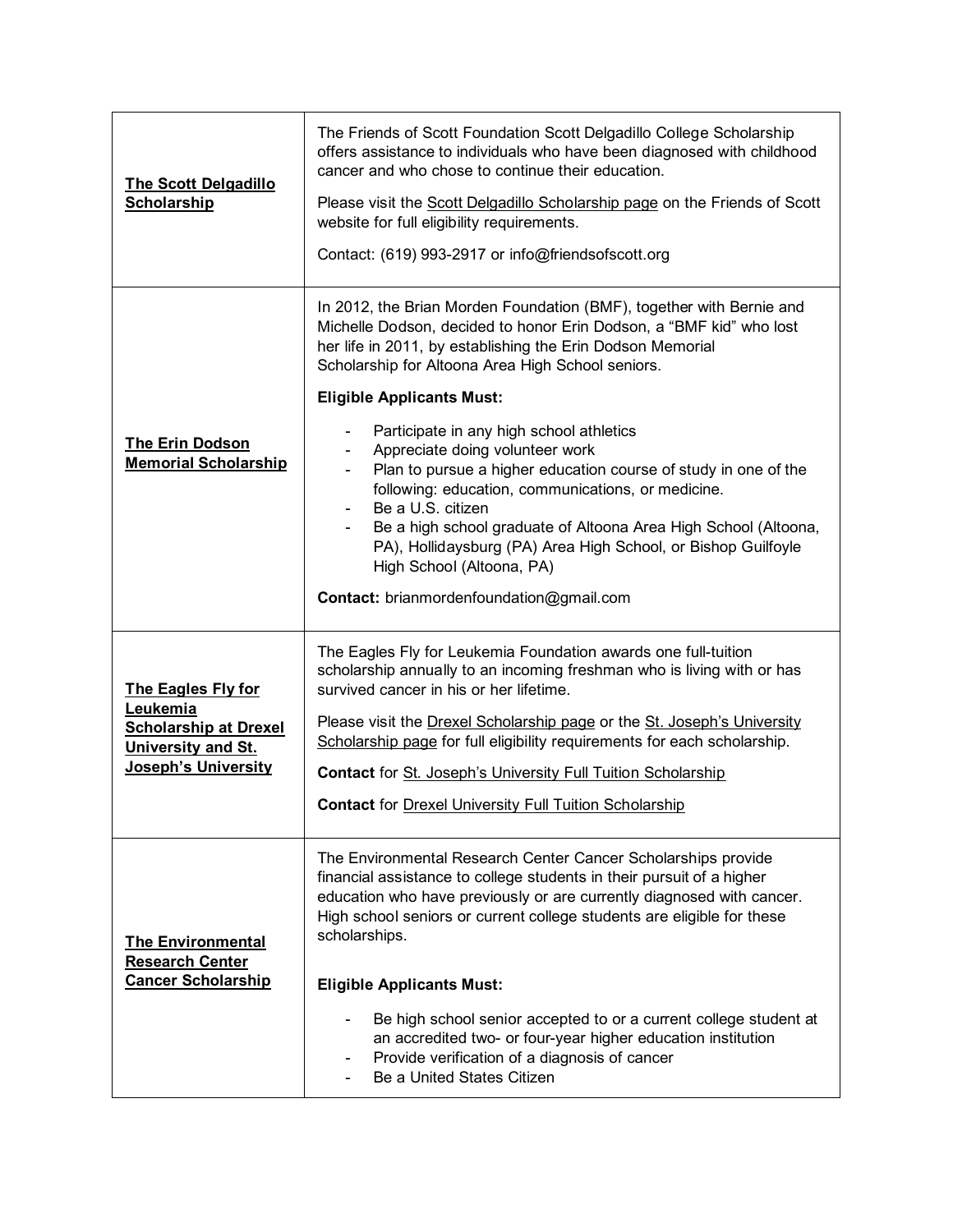| | |
|---|---|
| **The Scott Delgadillo Scholarship** | The Friends of Scott Foundation Scott Delgadillo College Scholarship offers assistance to individuals who have been diagnosed with childhood cancer and who chose to continue their education.<br><br>Please visit the Scott Delgadillo Scholarship page on the Friends of Scott website for full eligibility requirements.<br><br>Contact: (619) 993-2917 or info@friendsofscott.org |
| **The Erin Dodson Memorial Scholarship** | In 2012, the Brian Morden Foundation (BMF), together with Bernie and Michelle Dodson, decided to honor Erin Dodson, a "BMF kid" who lost her life in 2011, by establishing the Erin Dodson Memorial Scholarship for Altoona Area High School seniors.<br><br>**Eligible Applicants Must:**<br>- Participate in any high school athletics<br>- Appreciate doing volunteer work<br>- Plan to pursue a higher education course of study in one of the following: education, communications, or medicine.<br>- Be a U.S. citizen<br>- Be a high school graduate of Altoona Area High School (Altoona, PA), Hollidaysburg (PA) Area High School, or Bishop Guilfoyle High School (Altoona, PA)<br><br>**Contact:** brianmordenfoundation@gmail.com |
| **The Eagles Fly for Leukemia Scholarship at Drexel University and St. Joseph's University** | The Eagles Fly for Leukemia Foundation awards one full-tuition scholarship annually to an incoming freshman who is living with or has survived cancer in his or her lifetime.<br><br>Please visit the Drexel Scholarship page or the St. Joseph's University Scholarship page for full eligibility requirements for each scholarship.<br><br>**Contact** for St. Joseph's University Full Tuition Scholarship<br><br>**Contact** for Drexel University Full Tuition Scholarship |
| **The Environmental Research Center Cancer Scholarship** | The Environmental Research Center Cancer Scholarships provide financial assistance to college students in their pursuit of a higher education who have previously or are currently diagnosed with cancer. High school seniors or current college students are eligible for these scholarships.<br><br>**Eligible Applicants Must:**<br>- Be high school senior accepted to or a current college student at an accredited two- or four-year higher education institution<br>- Provide verification of a diagnosis of cancer<br>- Be a United States Citizen |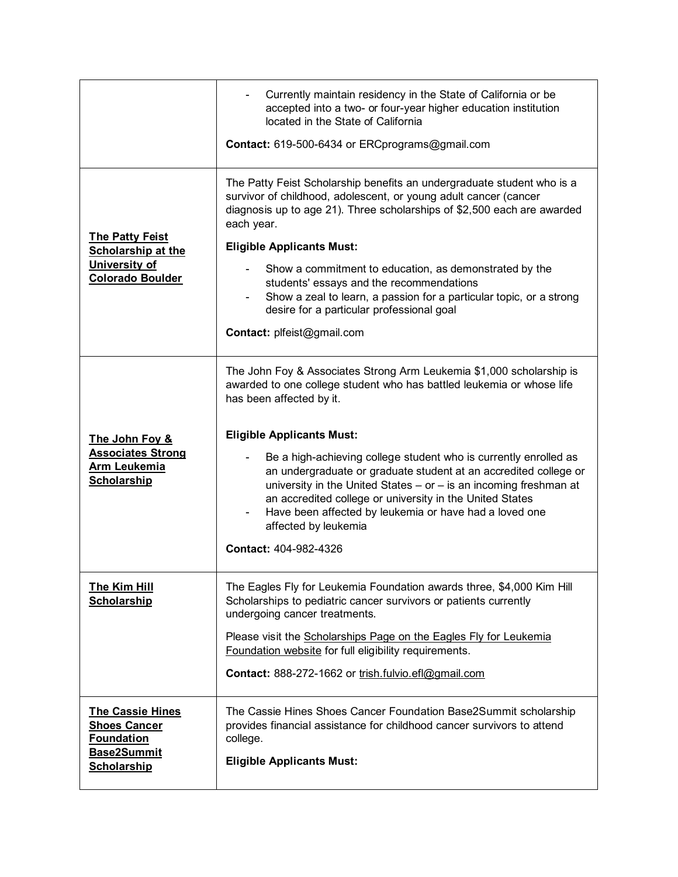| | |
|---|---|
| | - Currently maintain residency in the State of California or be accepted into a two- or four-year higher education institution located in the State of California<br><br>**Contact:** 619-500-6434 or ERCprograms@gmail.com |
| **The Patty Feist Scholarship at the University of Colorado Boulder** | The Patty Feist Scholarship benefits an undergraduate student who is a survivor of childhood, adolescent, or young adult cancer (cancer diagnosis up to age 21). Three scholarships of $2,500 each are awarded each year.<br><br>**Eligible Applicants Must:**<br><br>- Show a commitment to education, as demonstrated by the students' essays and the recommendations<br>- Show a zeal to learn, a passion for a particular topic, or a strong desire for a particular professional goal<br><br>**Contact:** plfeist@gmail.com |
| **The John Foy & Associates Strong Arm Leukemia Scholarship** | The John Foy & Associates Strong Arm Leukemia $1,000 scholarship is awarded to one college student who has battled leukemia or whose life has been affected by it.<br><br>**Eligible Applicants Must:**<br><br>- Be a high-achieving college student who is currently enrolled as an undergraduate or graduate student at an accredited college or university in the United States – or – is an incoming freshman at an accredited college or university in the United States<br>- Have been affected by leukemia or have had a loved one affected by leukemia<br><br>**Contact:** 404-982-4326 |
| **The Kim Hill Scholarship** | The Eagles Fly for Leukemia Foundation awards three, $4,000 Kim Hill Scholarships to pediatric cancer survivors or patients currently undergoing cancer treatments.<br><br>Please visit the Scholarships Page on the Eagles Fly for Leukemia Foundation website for full eligibility requirements.<br><br>**Contact:** 888-272-1662 or trish.fulvio.efl@gmail.com |
| **The Cassie Hines Shoes Cancer Foundation Base2Summit Scholarship** | The Cassie Hines Shoes Cancer Foundation Base2Summit scholarship provides financial assistance for childhood cancer survivors to attend college.<br><br>**Eligible Applicants Must:** |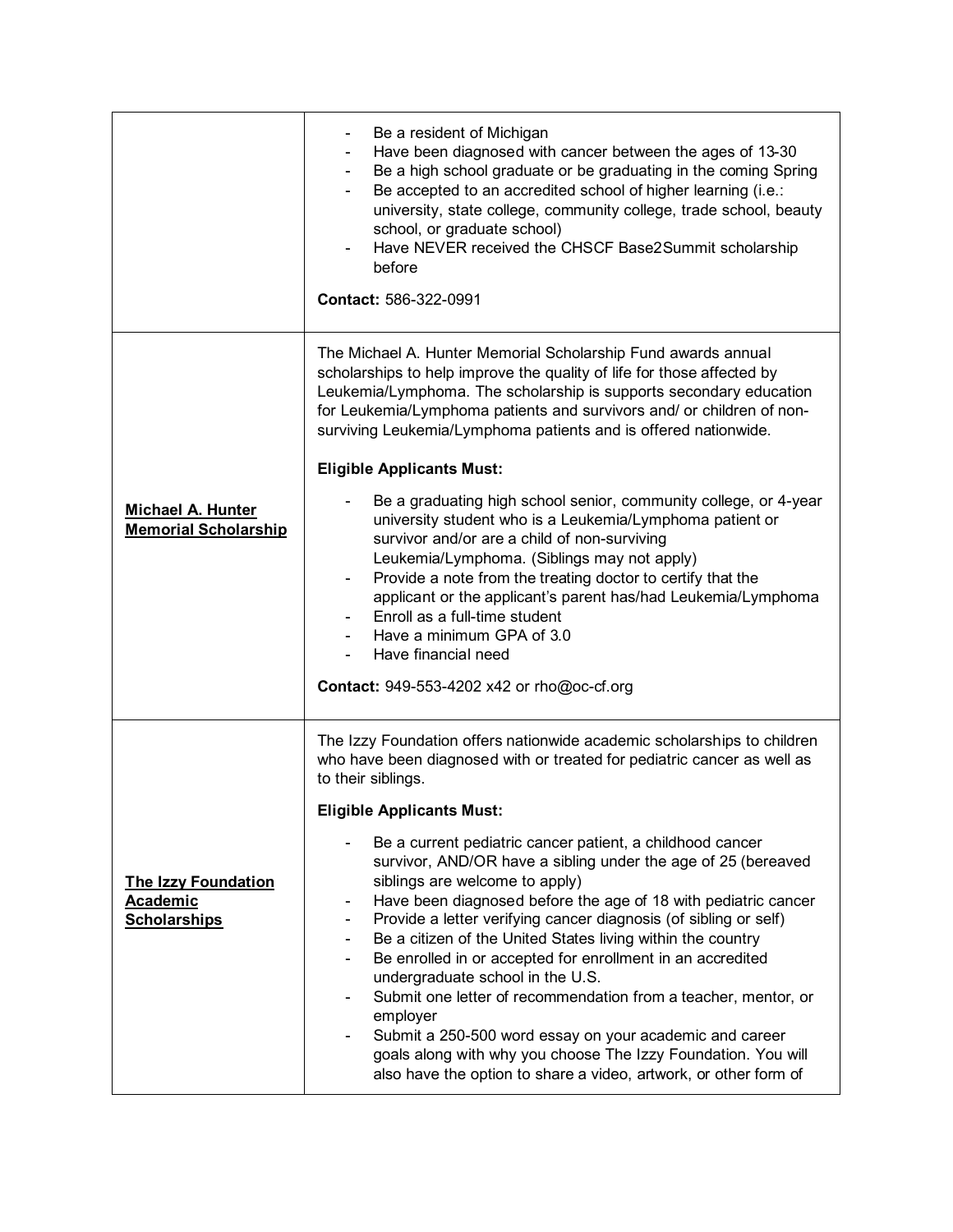| | |
|---|---|
| | - Be a resident of Michigan<br>- Have been diagnosed with cancer between the ages of 13-30<br>- Be a high school graduate or be graduating in the coming Spring<br>- Be accepted to an accredited school of higher learning (i.e.: university, state college, community college, trade school, beauty school, or graduate school)<br>- Have NEVER received the CHSCF Base2Summit scholarship before<br><br>**Contact:** 586-322-0991 |
| **Michael A. Hunter Memorial Scholarship** | The Michael A. Hunter Memorial Scholarship Fund awards annual scholarships to help improve the quality of life for those affected by Leukemia/Lymphoma. The scholarship is supports secondary education for Leukemia/Lymphoma patients and survivors and/ or children of non-surviving Leukemia/Lymphoma patients and is offered nationwide.<br><br>**Eligible Applicants Must:**<br><br>- Be a graduating high school senior, community college, or 4-year university student who is a Leukemia/Lymphoma patient or survivor and/or are a child of non-surviving Leukemia/Lymphoma. (Siblings may not apply)<br>- Provide a note from the treating doctor to certify that the applicant or the applicant's parent has/had Leukemia/Lymphoma<br>- Enroll as a full-time student<br>- Have a minimum GPA of 3.0<br>- Have financial need<br><br>**Contact:** 949-553-4202 x42 or rho@oc-cf.org |
| **The Izzy Foundation Academic Scholarships** | The Izzy Foundation offers nationwide academic scholarships to children who have been diagnosed with or treated for pediatric cancer as well as to their siblings.<br><br>**Eligible Applicants Must:**<br><br>- Be a current pediatric cancer patient, a childhood cancer survivor, AND/OR have a sibling under the age of 25 (bereaved siblings are welcome to apply)<br>- Have been diagnosed before the age of 18 with pediatric cancer<br>- Provide a letter verifying cancer diagnosis (of sibling or self)<br>- Be a citizen of the United States living within the country<br>- Be enrolled in or accepted for enrollment in an accredited undergraduate school in the U.S.<br>- Submit one letter of recommendation from a teacher, mentor, or employer<br>- Submit a 250-500 word essay on your academic and career goals along with why you choose The Izzy Foundation. You will also have the option to share a video, artwork, or other form of |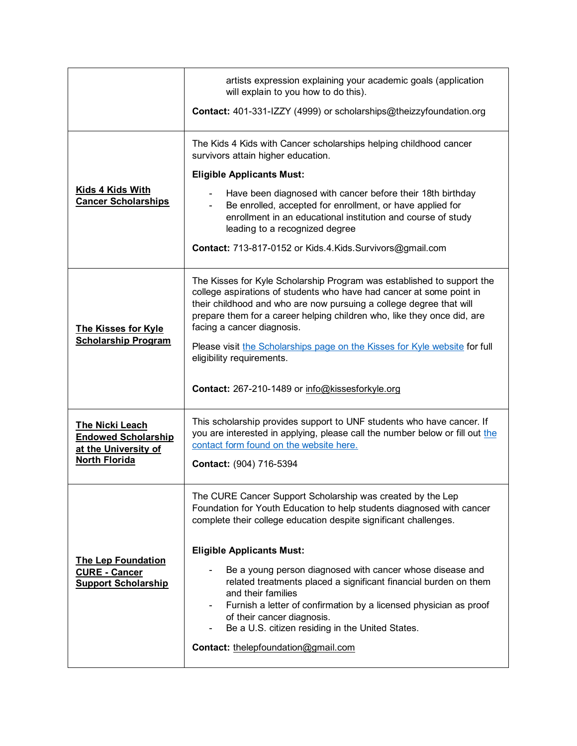| | |
|---|---|
| | artists expression explaining your academic goals (application will explain to you how to do this).<br><br>**Contact:** 401-331-IZZY (4999) or scholarships@theizzyfoundation.org |
| **Kids 4 Kids With Cancer Scholarships** | The Kids 4 Kids with Cancer scholarships helping childhood cancer survivors attain higher education.<br><br>**Eligible Applicants Must:**<br><br>- Have been diagnosed with cancer before their 18th birthday<br>- Be enrolled, accepted for enrollment, or have applied for enrollment in an educational institution and course of study leading to a recognized degree<br><br>**Contact:** 713-817-0152 or Kids.4.Kids.Survivors@gmail.com |
| **The Kisses for Kyle Scholarship Program** | The Kisses for Kyle Scholarship Program was established to support the college aspirations of students who have had cancer at some point in their childhood and who are now pursuing a college degree that will prepare them for a career helping children who, like they once did, are facing a cancer diagnosis.<br><br>Please visit the Scholarships page on the Kisses for Kyle website for full eligibility requirements.<br><br>**Contact:** 267-210-1489 or info@kissesforkyle.org |
| **The Nicki Leach Endowed Scholarship at the University of North Florida** | This scholarship provides support to UNF students who have cancer. If you are interested in applying, please call the number below or fill out the contact form found on the website here.<br><br>**Contact:** (904) 716-5394 |
| **The Lep Foundation CURE - Cancer Support Scholarship** | The CURE Cancer Support Scholarship was created by the Lep Foundation for Youth Education to help students diagnosed with cancer complete their college education despite significant challenges.<br><br>**Eligible Applicants Must:**<br><br>- Be a young person diagnosed with cancer whose disease and related treatments placed a significant financial burden on them and their families<br>- Furnish a letter of confirmation by a licensed physician as proof of their cancer diagnosis.<br>- Be a U.S. citizen residing in the United States.<br><br>**Contact:** thelepfoundation@gmail.com |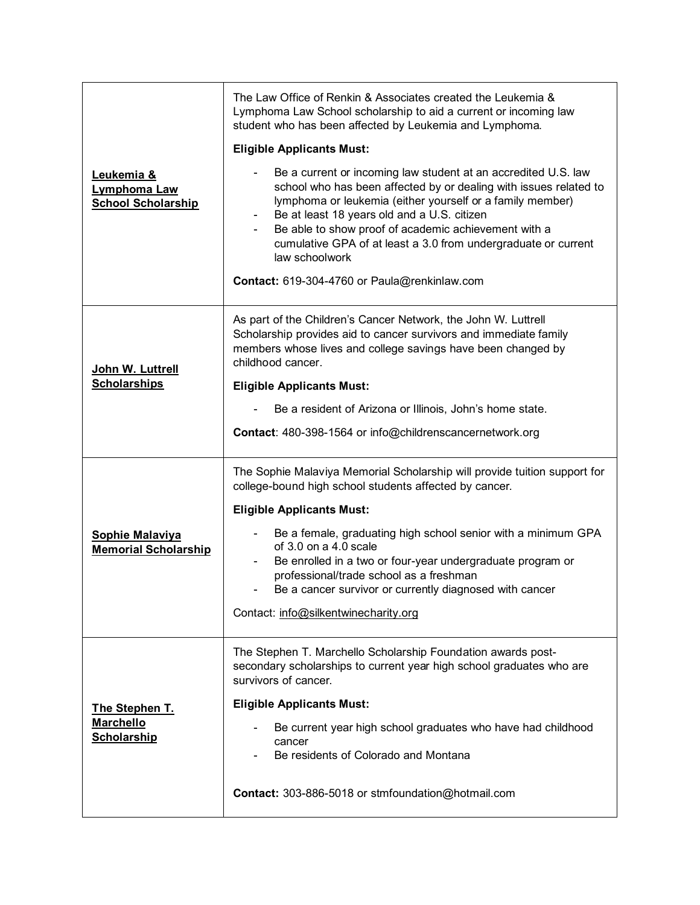| | |
|---|---|
| **Leukemia & Lymphoma Law School Scholarship** | The Law Office of Renkin & Associates created the Leukemia & Lymphoma Law School scholarship to aid a current or incoming law student who has been affected by Leukemia and Lymphoma.<br><br>**Eligible Applicants Must:**<br><br>- Be a current or incoming law student at an accredited U.S. law school who has been affected by or dealing with issues related to lymphoma or leukemia (either yourself or a family member)<br>- Be at least 18 years old and a U.S. citizen<br>- Be able to show proof of academic achievement with a cumulative GPA of at least a 3.0 from undergraduate or current law schoolwork<br><br>**Contact:** 619-304-4760 or Paula@renkinlaw.com |
| **John W. Luttrell Scholarships** | As part of the Children's Cancer Network, the John W. Luttrell Scholarship provides aid to cancer survivors and immediate family members whose lives and college savings have been changed by childhood cancer.<br><br>**Eligible Applicants Must:**<br><br>- Be a resident of Arizona or Illinois, John's home state.<br><br>**Contact**: 480-398-1564 or info@childrenscancernetwork.org |
| **Sophie Malaviya Memorial Scholarship** | The Sophie Malaviya Memorial Scholarship will provide tuition support for college-bound high school students affected by cancer.<br><br>**Eligible Applicants Must:**<br><br>- Be a female, graduating high school senior with a minimum GPA of 3.0 on a 4.0 scale<br>- Be enrolled in a two or four-year undergraduate program or professional/trade school as a freshman<br>- Be a cancer survivor or currently diagnosed with cancer<br><br>Contact: info@silkentwinecharity.org |
| **The Stephen T. Marchello Scholarship** | The Stephen T. Marchello Scholarship Foundation awards post-secondary scholarships to current year high school graduates who are survivors of cancer.<br><br>**Eligible Applicants Must:**<br><br>- Be current year high school graduates who have had childhood cancer<br>- Be residents of Colorado and Montana<br><br>**Contact:** 303-886-5018 or stmfoundation@hotmail.com |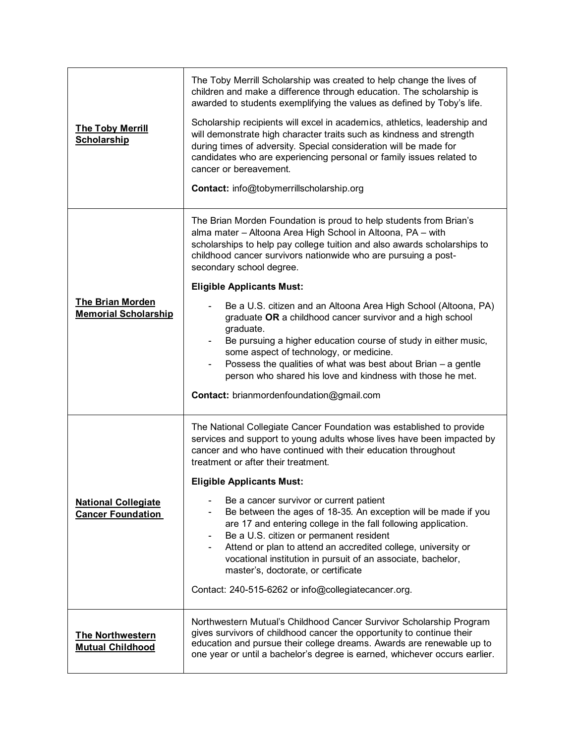| | |
|---|---|
| **The Toby Merrill Scholarship** | The Toby Merrill Scholarship was created to help change the lives of children and make a difference through education. The scholarship is awarded to students exemplifying the values as defined by Toby's life.<br><br>Scholarship recipients will excel in academics, athletics, leadership and will demonstrate high character traits such as kindness and strength during times of adversity. Special consideration will be made for candidates who are experiencing personal or family issues related to cancer or bereavement.<br><br>**Contact:** info@tobymerrillscholarship.org |
| **The Brian Morden Memorial Scholarship** | The Brian Morden Foundation is proud to help students from Brian's alma mater – Altoona Area High School in Altoona, PA – with scholarships to help pay college tuition and also awards scholarships to childhood cancer survivors nationwide who are pursuing a post-secondary school degree.<br><br>**Eligible Applicants Must:**<br><br>- Be a U.S. citizen and an Altoona Area High School (Altoona, PA) graduate **OR** a childhood cancer survivor and a high school graduate.<br>- Be pursuing a higher education course of study in either music, some aspect of technology, or medicine.<br>- Possess the qualities of what was best about Brian – a gentle person who shared his love and kindness with those he met.<br><br>**Contact:** brianmordenfoundation@gmail.com |
| **National Collegiate Cancer Foundation** | The National Collegiate Cancer Foundation was established to provide services and support to young adults whose lives have been impacted by cancer and who have continued with their education throughout treatment or after their treatment.<br><br>**Eligible Applicants Must:**<br><br>- Be a cancer survivor or current patient<br>- Be between the ages of 18-35. An exception will be made if you are 17 and entering college in the fall following application.<br>- Be a U.S. citizen or permanent resident<br>- Attend or plan to attend an accredited college, university or vocational institution in pursuit of an associate, bachelor, master's, doctorate, or certificate<br><br>Contact: 240-515-6262 or info@collegiatecancer.org. |
| **The Northwestern Mutual Childhood** | Northwestern Mutual's Childhood Cancer Survivor Scholarship Program gives survivors of childhood cancer the opportunity to continue their education and pursue their college dreams. Awards are renewable up to one year or until a bachelor's degree is earned, whichever occurs earlier. |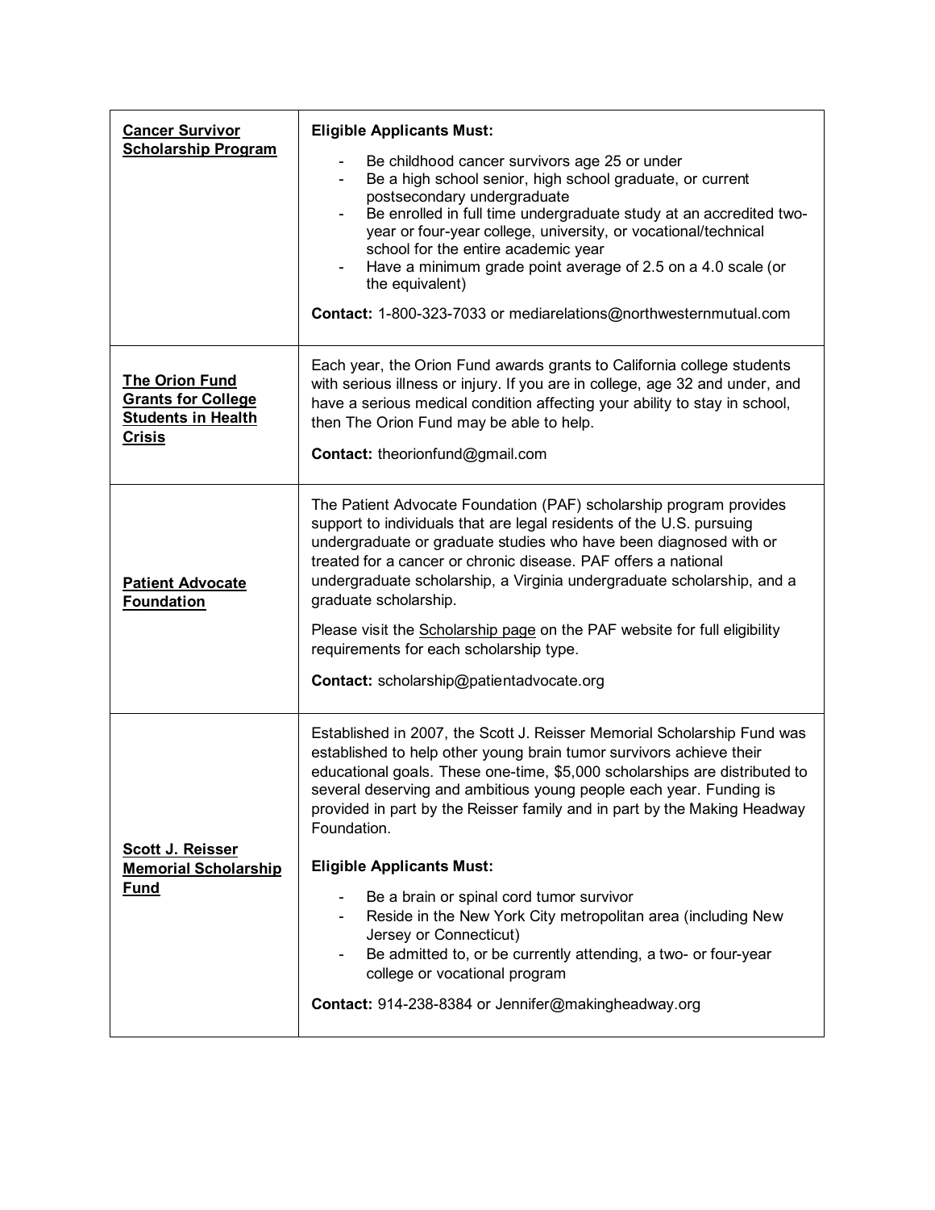| | |
|---|---|
| **Cancer Survivor Scholarship Program** | **Eligible Applicants Must:**<br>- Be childhood cancer survivors age 25 or under<br>- Be a high school senior, high school graduate, or current postsecondary undergraduate<br>- Be enrolled in full time undergraduate study at an accredited two-year or four-year college, university, or vocational/technical school for the entire academic year<br>- Have a minimum grade point average of 2.5 on a 4.0 scale (or the equivalent)<br><br>**Contact:** 1-800-323-7033 or mediarelations@northwesternmutual.com |
| **The Orion Fund Grants for College Students in Health Crisis** | Each year, the Orion Fund awards grants to California college students with serious illness or injury. If you are in college, age 32 and under, and have a serious medical condition affecting your ability to stay in school, then The Orion Fund may be able to help.<br><br>**Contact:** theorionfund@gmail.com |
| **Patient Advocate Foundation** | The Patient Advocate Foundation (PAF) scholarship program provides support to individuals that are legal residents of the U.S. pursuing undergraduate or graduate studies who have been diagnosed with or treated for a cancer or chronic disease. PAF offers a national undergraduate scholarship, a Virginia undergraduate scholarship, and a graduate scholarship.<br><br>Please visit the Scholarship page on the PAF website for full eligibility requirements for each scholarship type.<br><br>**Contact:** scholarship@patientadvocate.org |
| **Scott J. Reisser Memorial Scholarship Fund** | Established in 2007, the Scott J. Reisser Memorial Scholarship Fund was established to help other young brain tumor survivors achieve their educational goals. These one-time, $5,000 scholarships are distributed to several deserving and ambitious young people each year. Funding is provided in part by the Reisser family and in part by the Making Headway Foundation.<br><br>**Eligible Applicants Must:**<br>- Be a brain or spinal cord tumor survivor<br>- Reside in the New York City metropolitan area (including New Jersey or Connecticut)<br>- Be admitted to, or be currently attending, a two- or four-year college or vocational program<br><br>**Contact:** 914-238-8384 or Jennifer@makingheadway.org |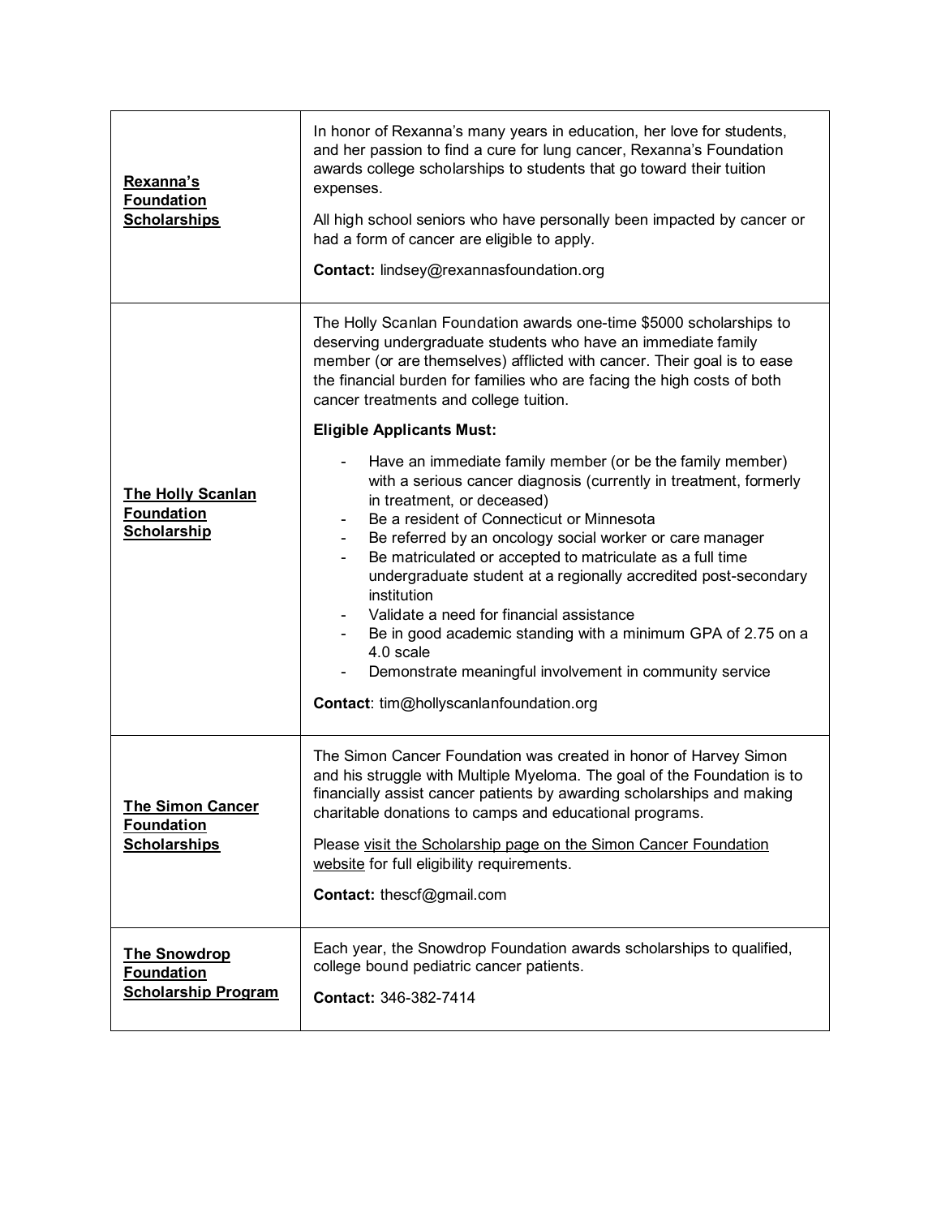| | |
|---|---|
| **Rexanna's Foundation Scholarships** | In honor of Rexanna's many years in education, her love for students, and her passion to find a cure for lung cancer, Rexanna's Foundation awards college scholarships to students that go toward their tuition expenses.<br><br>All high school seniors who have personally been impacted by cancer or had a form of cancer are eligible to apply.<br><br>**Contact:** lindsey@rexannasfoundation.org |
| **The Holly Scanlan Foundation Scholarship** | The Holly Scanlan Foundation awards one-time $5000 scholarships to deserving undergraduate students who have an immediate family member (or are themselves) afflicted with cancer. Their goal is to ease the financial burden for families who are facing the high costs of both cancer treatments and college tuition.<br><br>**Eligible Applicants Must:**<br>- Have an immediate family member (or be the family member) with a serious cancer diagnosis (currently in treatment, formerly in treatment, or deceased)<br>- Be a resident of Connecticut or Minnesota<br>- Be referred by an oncology social worker or care manager<br>- Be matriculated or accepted to matriculate as a full time undergraduate student at a regionally accredited post-secondary institution<br>- Validate a need for financial assistance<br>- Be in good academic standing with a minimum GPA of 2.75 on a 4.0 scale<br>- Demonstrate meaningful involvement in community service<br><br>**Contact**: tim@hollyscanlanfoundation.org |
| **The Simon Cancer Foundation Scholarships** | The Simon Cancer Foundation was created in honor of Harvey Simon and his struggle with Multiple Myeloma. The goal of the Foundation is to financially assist cancer patients by awarding scholarships and making charitable donations to camps and educational programs.<br><br>Please visit the Scholarship page on the Simon Cancer Foundation website for full eligibility requirements.<br><br>**Contact:** thescf@gmail.com |
| **The Snowdrop Foundation Scholarship Program** | Each year, the Snowdrop Foundation awards scholarships to qualified, college bound pediatric cancer patients.<br><br>**Contact:** 346-382-7414 |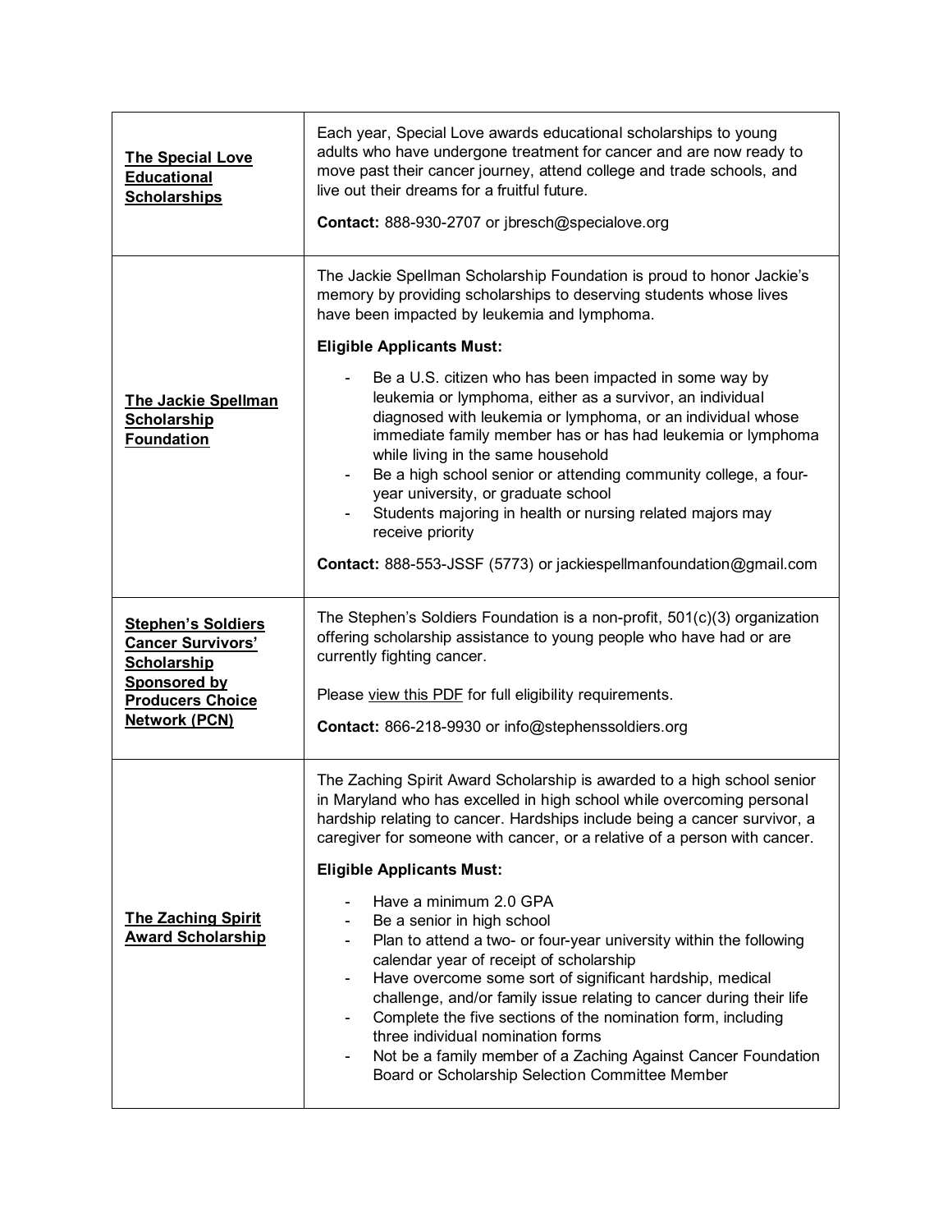| | |
|---|---|
| **The Special Love Educational Scholarships** | Each year, Special Love awards educational scholarships to young adults who have undergone treatment for cancer and are now ready to move past their cancer journey, attend college and trade schools, and live out their dreams for a fruitful future.<br><br>**Contact:** 888-930-2707 or jbresch@specialove.org |
| **The Jackie Spellman Scholarship Foundation** | The Jackie Spellman Scholarship Foundation is proud to honor Jackie's memory by providing scholarships to deserving students whose lives have been impacted by leukemia and lymphoma.<br><br>**Eligible Applicants Must:**<br>- Be a U.S. citizen who has been impacted in some way by leukemia or lymphoma, either as a survivor, an individual diagnosed with leukemia or lymphoma, or an individual whose immediate family member has or has had leukemia or lymphoma while living in the same household<br>- Be a high school senior or attending community college, a four-year university, or graduate school<br>- Students majoring in health or nursing related majors may receive priority<br><br>**Contact:** 888-553-JSSF (5773) or jackiespellmanfoundation@gmail.com |
| **Stephen's Soldiers Cancer Survivors' Scholarship Sponsored by Producers Choice Network (PCN)** | The Stephen's Soldiers Foundation is a non-profit, 501(c)(3) organization offering scholarship assistance to young people who have had or are currently fighting cancer.<br><br>Please view this PDF for full eligibility requirements.<br><br>**Contact:** 866-218-9930 or info@stephenssoldiers.org |
| **The Zaching Spirit Award Scholarship** | The Zaching Spirit Award Scholarship is awarded to a high school senior in Maryland who has excelled in high school while overcoming personal hardship relating to cancer. Hardships include being a cancer survivor, a caregiver for someone with cancer, or a relative of a person with cancer.<br><br>**Eligible Applicants Must:**<br>- Have a minimum 2.0 GPA<br>- Be a senior in high school<br>- Plan to attend a two- or four-year university within the following calendar year of receipt of scholarship<br>- Have overcome some sort of significant hardship, medical challenge, and/or family issue relating to cancer during their life<br>- Complete the five sections of the nomination form, including three individual nomination forms<br>- Not be a family member of a Zaching Against Cancer Foundation Board or Scholarship Selection Committee Member |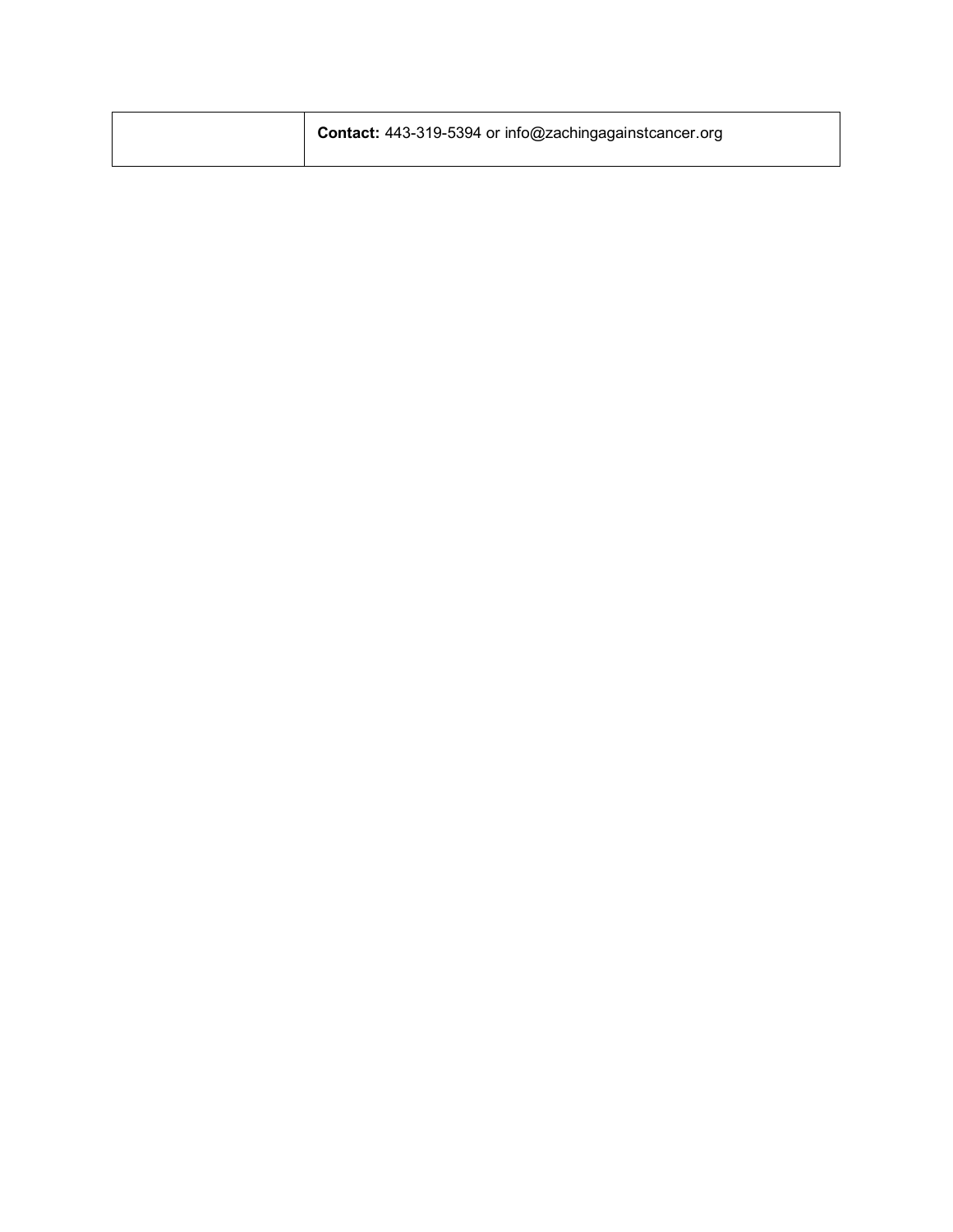| | |
|---|---|
| | **Contact:** 443-319-5394 or info@zachingagainstcancer.org |